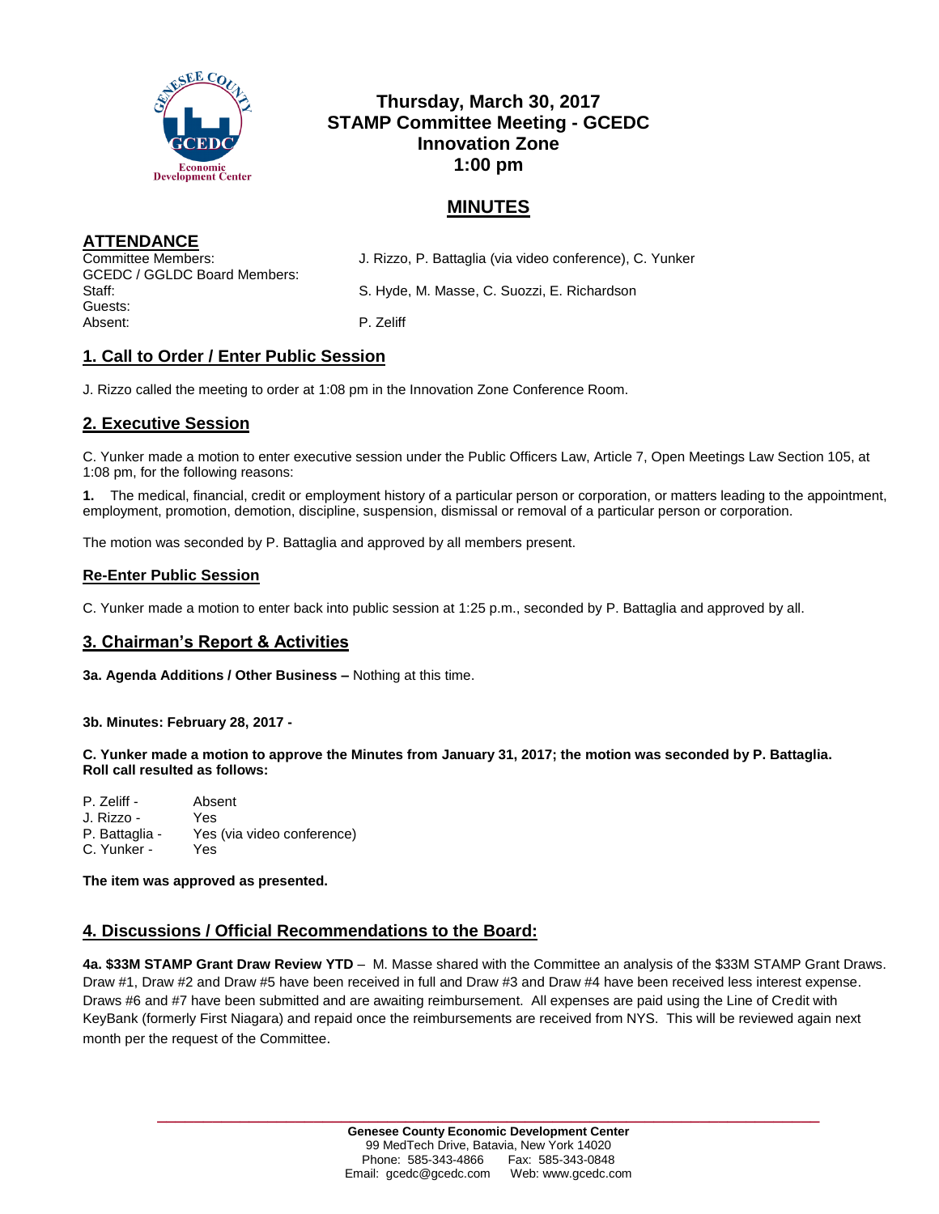# Thursday, March 30, 2017
# STAMP Committee Meeting - GCEDC
# Innovation Zone
# 1:00 pm

## MINUTES

## ATTENDANCE

| | |
|---|---|
| Committee Members: | J. Rizzo, P. Battaglia (via video conference), C. Yunker |
| GCEDC / GGLDC Board Members: | |
| Staff: | S. Hyde, M. Masse, C. Suozzi, E. Richardson |
| Guests: | |
| Absent: | P. Zeliff |

## 1. Call to Order / Enter Public Session

J. Rizzo called the meeting to order at 1:08 pm in the Innovation Zone Conference Room.

## 2. Executive Session

C. Yunker made a motion to enter executive session under the Public Officers Law, Article 7, Open Meetings Law Section 105, at 1:08 pm, for the following reasons:

**1.** The medical, financial, credit or employment history of a particular person or corporation, or matters leading to the appointment, employment, promotion, demotion, discipline, suspension, dismissal or removal of a particular person or corporation.

The motion was seconded by P. Battaglia and approved by all members present.

### Re-Enter Public Session

C. Yunker made a motion to enter back into public session at 1:25 p.m., seconded by P. Battaglia and approved by all.

## 3. Chairman's Report & Activities

**3a. Agenda Additions / Other Business –** Nothing at this time.

**3b. Minutes: February 28, 2017 -**

**C. Yunker made a motion to approve the Minutes from January 31, 2017; the motion was seconded by P. Battaglia. Roll call resulted as follows:**

P. Zeliff - Absent
J. Rizzo - Yes
P. Battaglia - Yes (via video conference)
C. Yunker - Yes

**The item was approved as presented.**

## 4. Discussions / Official Recommendations to the Board:

**4a. $33M STAMP Grant Draw Review YTD** – M. Masse shared with the Committee an analysis of the $33M STAMP Grant Draws. Draw #1, Draw #2 and Draw #5 have been received in full and Draw #3 and Draw #4 have been received less interest expense. Draws #6 and #7 have been submitted and are awaiting reimbursement. All expenses are paid using the Line of Credit with KeyBank (formerly First Niagara) and repaid once the reimbursements are received from NYS. This will be reviewed again next month per the request of the Committee.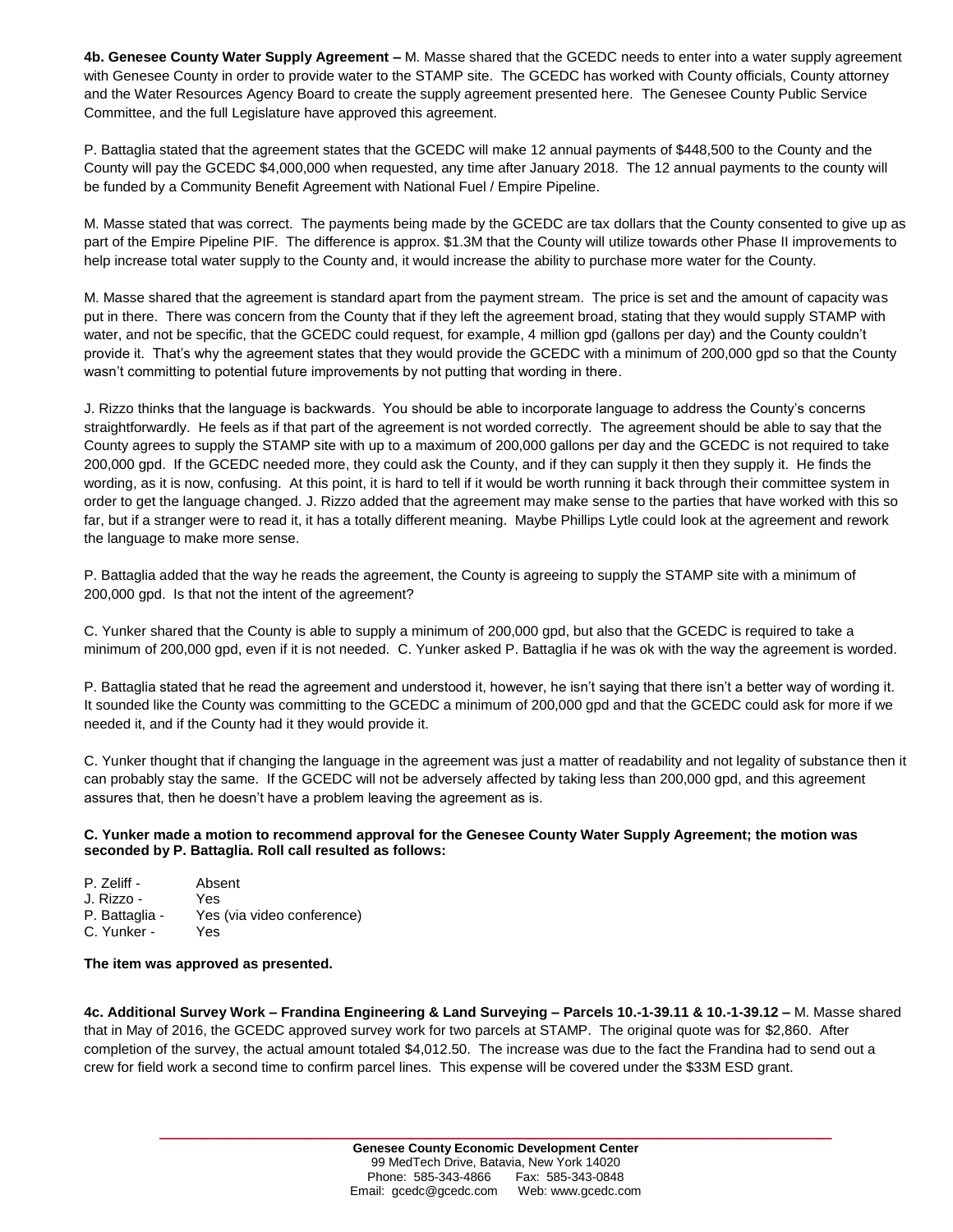**4b. Genesee County Water Supply Agreement –** M. Masse shared that the GCEDC needs to enter into a water supply agreement with Genesee County in order to provide water to the STAMP site. The GCEDC has worked with County officials, County attorney and the Water Resources Agency Board to create the supply agreement presented here. The Genesee County Public Service Committee, and the full Legislature have approved this agreement.

P. Battaglia stated that the agreement states that the GCEDC will make 12 annual payments of $448,500 to the County and the County will pay the GCEDC $4,000,000 when requested, any time after January 2018. The 12 annual payments to the county will be funded by a Community Benefit Agreement with National Fuel / Empire Pipeline.

M. Masse stated that was correct. The payments being made by the GCEDC are tax dollars that the County consented to give up as part of the Empire Pipeline PIF. The difference is approx. $1.3M that the County will utilize towards other Phase II improvements to help increase total water supply to the County and, it would increase the ability to purchase more water for the County.

M. Masse shared that the agreement is standard apart from the payment stream. The price is set and the amount of capacity was put in there. There was concern from the County that if they left the agreement broad, stating that they would supply STAMP with water, and not be specific, that the GCEDC could request, for example, 4 million gpd (gallons per day) and the County couldn't provide it. That's why the agreement states that they would provide the GCEDC with a minimum of 200,000 gpd so that the County wasn't committing to potential future improvements by not putting that wording in there.

J. Rizzo thinks that the language is backwards. You should be able to incorporate language to address the County's concerns straightforwardly. He feels as if that part of the agreement is not worded correctly. The agreement should be able to say that the County agrees to supply the STAMP site with up to a maximum of 200,000 gallons per day and the GCEDC is not required to take 200,000 gpd. If the GCEDC needed more, they could ask the County, and if they can supply it then they supply it. He finds the wording, as it is now, confusing. At this point, it is hard to tell if it would be worth running it back through their committee system in order to get the language changed. J. Rizzo added that the agreement may make sense to the parties that have worked with this so far, but if a stranger were to read it, it has a totally different meaning. Maybe Phillips Lytle could look at the agreement and rework the language to make more sense.

P. Battaglia added that the way he reads the agreement, the County is agreeing to supply the STAMP site with a minimum of 200,000 gpd. Is that not the intent of the agreement?

C. Yunker shared that the County is able to supply a minimum of 200,000 gpd, but also that the GCEDC is required to take a minimum of 200,000 gpd, even if it is not needed. C. Yunker asked P. Battaglia if he was ok with the way the agreement is worded.

P. Battaglia stated that he read the agreement and understood it, however, he isn't saying that there isn't a better way of wording it. It sounded like the County was committing to the GCEDC a minimum of 200,000 gpd and that the GCEDC could ask for more if we needed it, and if the County had it they would provide it.

C. Yunker thought that if changing the language in the agreement was just a matter of readability and not legality of substance then it can probably stay the same. If the GCEDC will not be adversely affected by taking less than 200,000 gpd, and this agreement assures that, then he doesn't have a problem leaving the agreement as is.

**C. Yunker made a motion to recommend approval for the Genesee County Water Supply Agreement; the motion was seconded by P. Battaglia. Roll call resulted as follows:**

P. Zeliff - Absent
J. Rizzo - Yes
P. Battaglia - Yes (via video conference)
C. Yunker - Yes

**The item was approved as presented.**

**4c. Additional Survey Work – Frandina Engineering & Land Surveying – Parcels 10.-1-39.11 & 10.-1-39.12 –** M. Masse shared that in May of 2016, the GCEDC approved survey work for two parcels at STAMP. The original quote was for $2,860. After completion of the survey, the actual amount totaled $4,012.50. The increase was due to the fact the Frandina had to send out a crew for field work a second time to confirm parcel lines. This expense will be covered under the $33M ESD grant.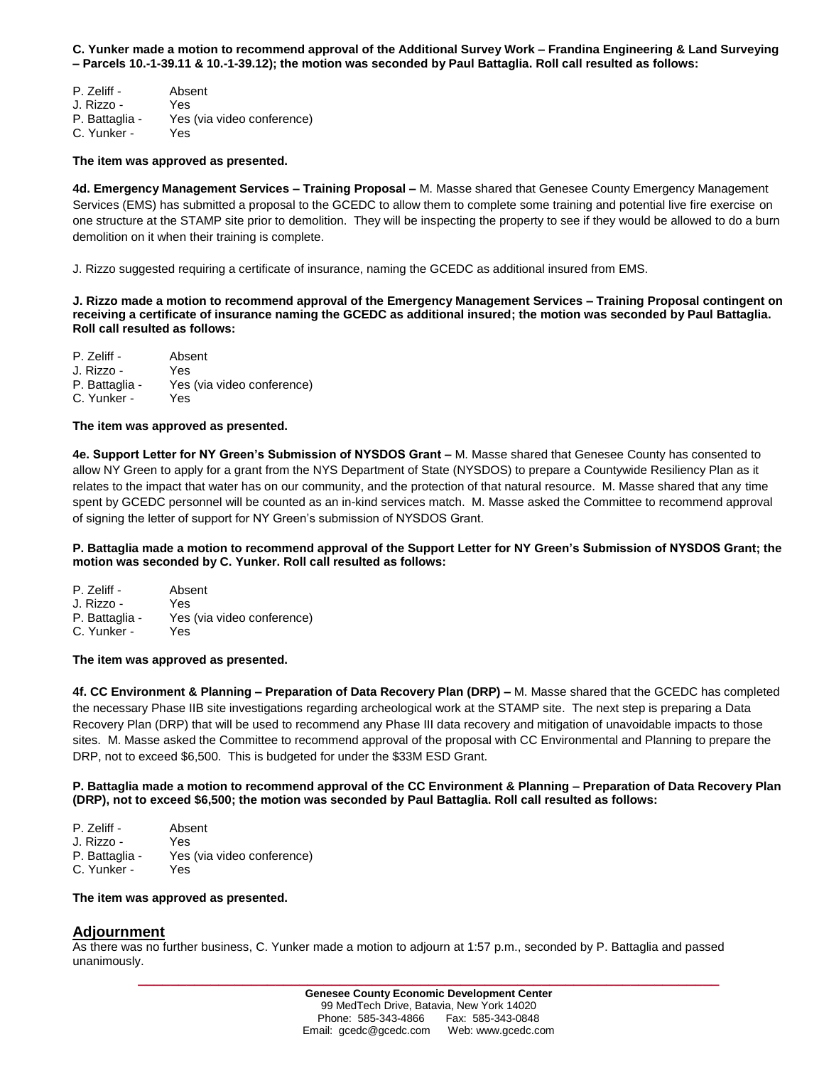**C. Yunker made a motion to recommend approval of the Additional Survey Work – Frandina Engineering & Land Surveying – Parcels 10.-1-39.11 & 10.-1-39.12); the motion was seconded by Paul Battaglia. Roll call resulted as follows:**

P. Zeliff - Absent
J. Rizzo - Yes
P. Battaglia - Yes (via video conference)
C. Yunker - Yes

**The item was approved as presented.**

**4d. Emergency Management Services – Training Proposal –** M. Masse shared that Genesee County Emergency Management Services (EMS) has submitted a proposal to the GCEDC to allow them to complete some training and potential live fire exercise on one structure at the STAMP site prior to demolition. They will be inspecting the property to see if they would be allowed to do a burn demolition on it when their training is complete.

J. Rizzo suggested requiring a certificate of insurance, naming the GCEDC as additional insured from EMS.

**J. Rizzo made a motion to recommend approval of the Emergency Management Services – Training Proposal contingent on receiving a certificate of insurance naming the GCEDC as additional insured; the motion was seconded by Paul Battaglia. Roll call resulted as follows:**

P. Zeliff - Absent
J. Rizzo - Yes
P. Battaglia - Yes (via video conference)
C. Yunker - Yes

**The item was approved as presented.**

**4e. Support Letter for NY Green's Submission of NYSDOS Grant –** M. Masse shared that Genesee County has consented to allow NY Green to apply for a grant from the NYS Department of State (NYSDOS) to prepare a Countywide Resiliency Plan as it relates to the impact that water has on our community, and the protection of that natural resource. M. Masse shared that any time spent by GCEDC personnel will be counted as an in-kind services match. M. Masse asked the Committee to recommend approval of signing the letter of support for NY Green's submission of NYSDOS Grant.

**P. Battaglia made a motion to recommend approval of the Support Letter for NY Green's Submission of NYSDOS Grant; the motion was seconded by C. Yunker. Roll call resulted as follows:**

P. Zeliff - Absent
J. Rizzo - Yes
P. Battaglia - Yes (via video conference)
C. Yunker - Yes

**The item was approved as presented.**

**4f. CC Environment & Planning – Preparation of Data Recovery Plan (DRP) –** M. Masse shared that the GCEDC has completed the necessary Phase IIB site investigations regarding archeological work at the STAMP site. The next step is preparing a Data Recovery Plan (DRP) that will be used to recommend any Phase III data recovery and mitigation of unavoidable impacts to those sites. M. Masse asked the Committee to recommend approval of the proposal with CC Environmental and Planning to prepare the DRP, not to exceed $6,500. This is budgeted for under the $33M ESD Grant.

**P. Battaglia made a motion to recommend approval of the CC Environment & Planning – Preparation of Data Recovery Plan (DRP), not to exceed $6,500; the motion was seconded by Paul Battaglia. Roll call resulted as follows:**

P. Zeliff - Absent
J. Rizzo - Yes
P. Battaglia - Yes (via video conference)
C. Yunker - Yes

**The item was approved as presented.**

## Adjournment

As there was no further business, C. Yunker made a motion to adjourn at 1:57 p.m., seconded by P. Battaglia and passed unanimously.

**Genesee County Economic Development Center**
99 MedTech Drive, Batavia, New York 14020
Phone: 585-343-4866 Fax: 585-343-0848
Email: gcedc@gcedc.com Web: www.gcedc.com